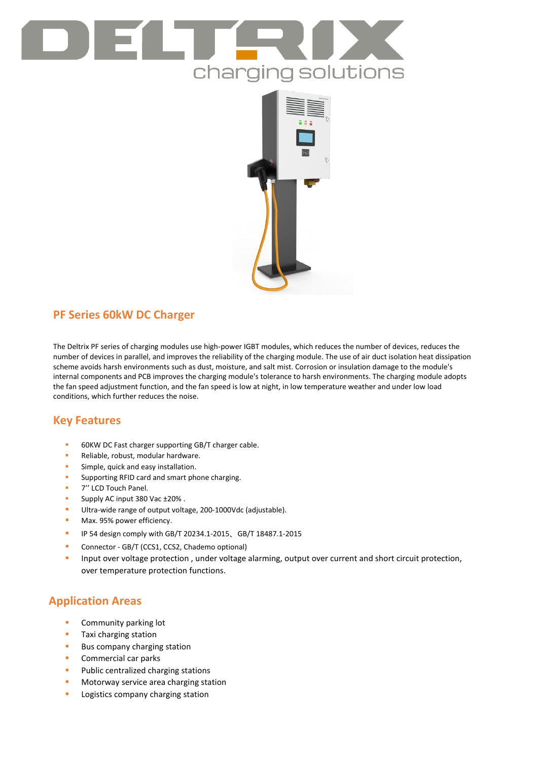# DELTRIX

charging solutions

## PF Series 60kW DC Charger

The Deltrix PF series of charging modules use high-power IGBT modules, which reduces the number of devices, reduces the number of devices in parallel, and improves the reliability of the charging module. The use of air duct isolation heat dissipation scheme avoids harsh environments such as dust, moisture, and salt mist. Corrosion or insulation damage to the module's internal components and PCB improves the charging module's tolerance to harsh environments. The charging module adopts the fan speed adjustment function, and the fan speed is low at night, in low temperature weather and under low load conditions, which further reduces the noise.

## Key Features

- 60KW DC Fast charger supporting GB/T charger cable.
- Reliable, robust, modular hardware.
- Simple, quick and easy installation.
- Supporting RFID card and smart phone charging.
- 7’’ LCD Touch Panel.
- Supply AC input 380 Vac ±20% .
- Ultra-wide range of output voltage, 200-1000Vdc (adjustable).
- Max. 95% power efficiency.
- IP 54 design comply with GB/T 20234.1-2015、GB/T 18487.1-2015
- Connector - GB/T (CCS1, CCS2, Chademo optional)
- Input over voltage protection , under voltage alarming, output over current and short circuit protection, over temperature protection functions.

## Application Areas

- Community parking lot
- Taxi charging station
- Bus company charging station
- Commercial car parks
- Public centralized charging stations
- Motorway service area charging station
- Logistics company charging station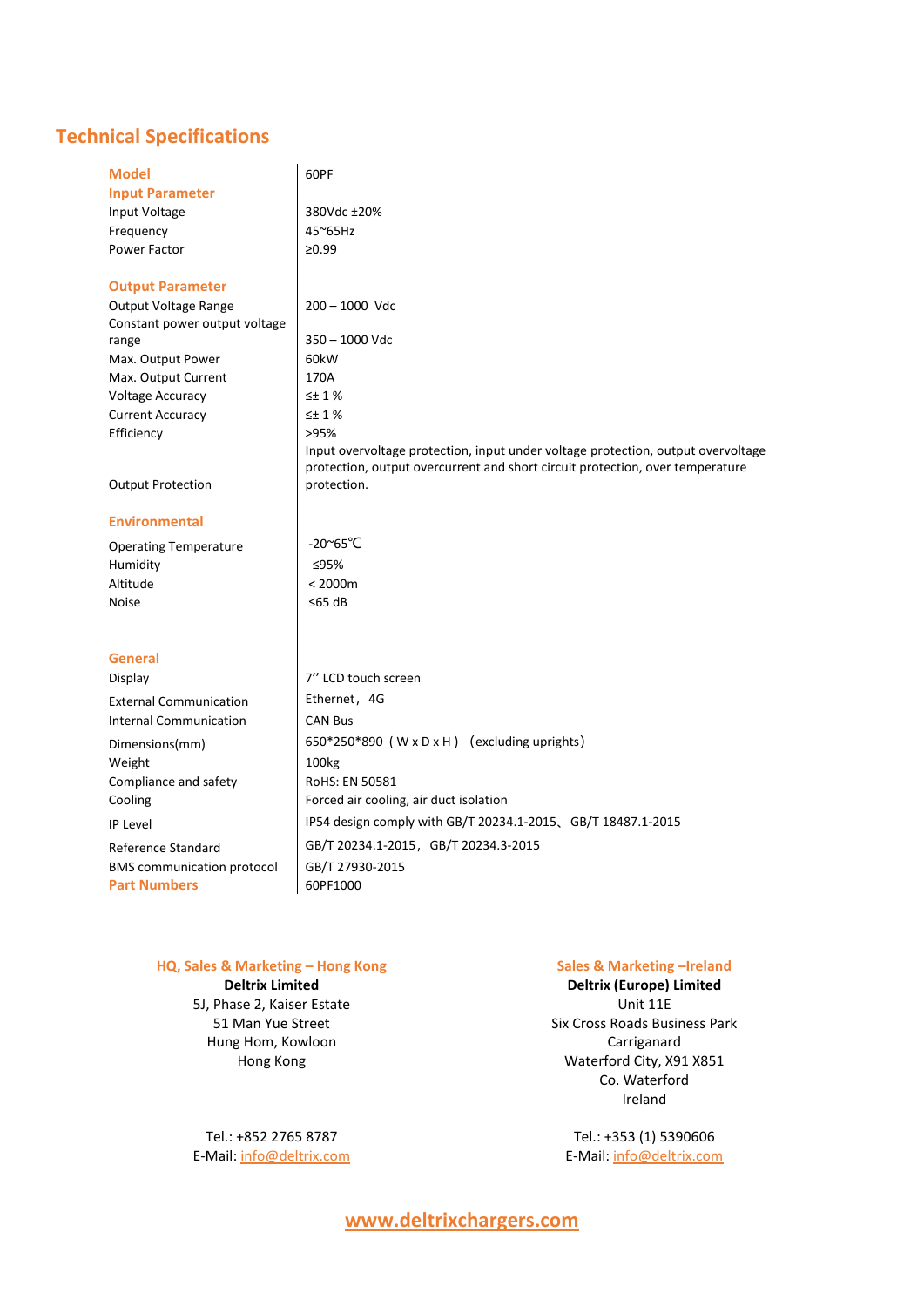## Technical Specifications

| | |
|---|---|
| **Model** | 60PF |
| **Input Parameter** | |
| Input Voltage | 380Vdc ±20% |
| Frequency | 45~65Hz |
| Power Factor | ≥0.99 |
| **Output Parameter** | |
| Output Voltage Range | 200 – 1000 Vdc |
| Constant power output voltage range | 350 – 1000 Vdc |
| Max. Output Power | 60kW |
| Max. Output Current | 170A |
| Voltage Accuracy | ≤± 1 % |
| Current Accuracy | ≤± 1 % |
| Efficiency | >95% |
| Output Protection | Input overvoltage protection, input under voltage protection, output overvoltage protection, output overcurrent and short circuit protection, over temperature protection. |
| **Environmental** | |
| Operating Temperature | -20~65℃ |
| Humidity | ≤95% |
| Altitude | < 2000m |
| Noise | ≤65 dB |
| **General** | |
| Display | 7'' LCD touch screen |
| External Communication | Ethernet，4G |
| Internal Communication | CAN Bus |
| Dimensions(mm) | 650*250*890（W x D x H）（excluding uprights） |
| Weight | 100kg |
| Compliance and safety | RoHS: EN 50581 |
| Cooling | Forced air cooling, air duct isolation |
| IP Level | IP54 design comply with GB/T 20234.1-2015、GB/T 18487.1-2015 |
| Reference Standard | GB/T 20234.1-2015，GB/T 20234.3-2015 |
| BMS communication protocol | GB/T 27930-2015 |
| **Part Numbers** | 60PF1000 |

**HQ, Sales & Marketing – Hong Kong**

**Deltrix Limited**
5J, Phase 2, Kaiser Estate
51 Man Yue Street
Hung Hom, Kowloon
Hong Kong

Tel.: +852 2765 8787
E-Mail: info@deltrix.com

**Sales & Marketing –Ireland**

**Deltrix (Europe) Limited**
Unit 11E
Six Cross Roads Business Park
Carriganard
Waterford City, X91 X851
Co. Waterford
Ireland

Tel.: +353 (1) 5390606
E-Mail: info@deltrix.com

**www.deltrixchargers.com**